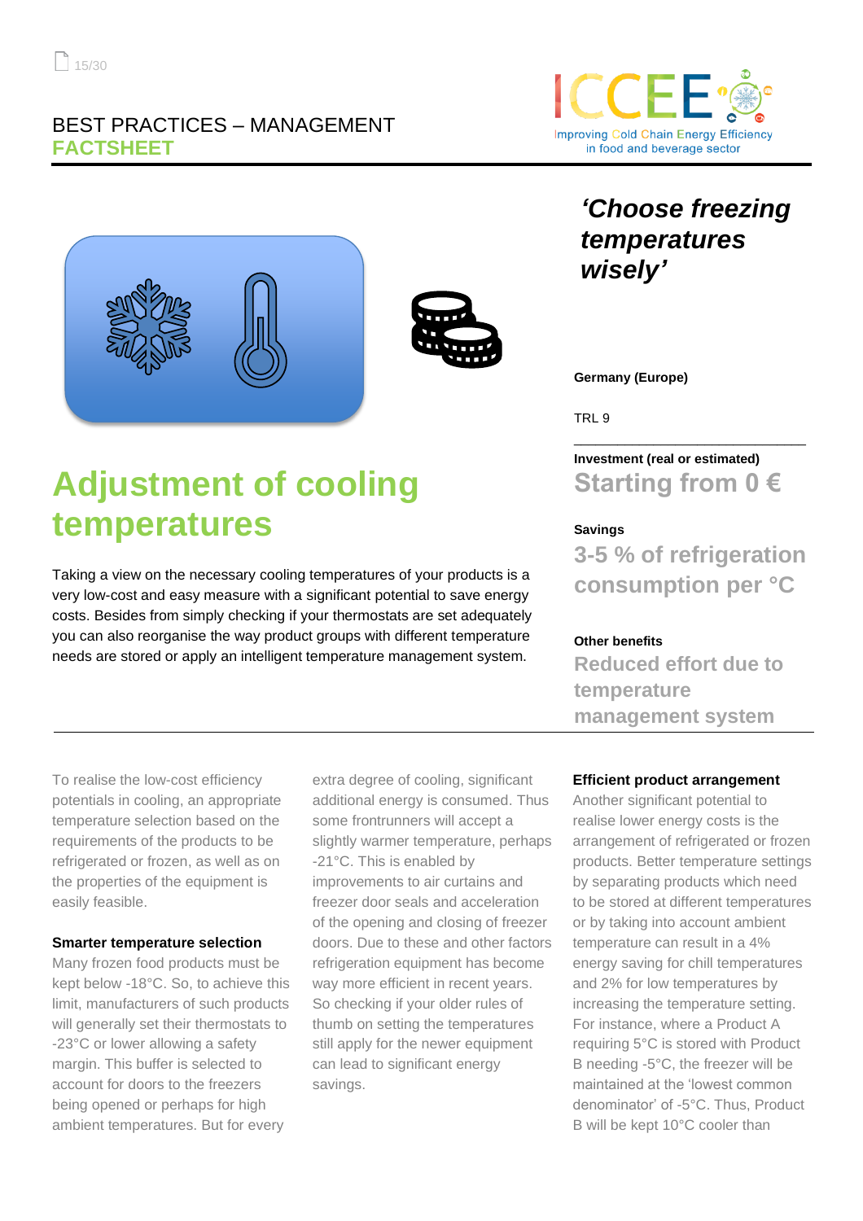BEST PRACTICES – MANAGEMENT
**FACTSHEET**

***'Choose freezing temperatures wisely'***

# Adjustment of cooling temperatures

Taking a view on the necessary cooling temperatures of your products is a very low-cost and easy measure with a significant potential to save energy costs. Besides from simply checking if your thermostats are set adequately you can also reorganise the way product groups with different temperature needs are stored or apply an intelligent temperature management system.

**Germany (Europe)**

TRL 9

**Investment (real or estimated)**
**Starting from 0 €**

**Savings**
**3-5 % of refrigeration consumption per °C**

**Other benefits**
**Reduced effort due to temperature management system**

---

To realise the low-cost efficiency potentials in cooling, an appropriate temperature selection based on the requirements of the products to be refrigerated or frozen, as well as on the properties of the equipment is easily feasible.

**Smarter temperature selection**

Many frozen food products must be kept below -18°C. So, to achieve this limit, manufacturers of such products will generally set their thermostats to -23°C or lower allowing a safety margin. This buffer is selected to account for doors to the freezers being opened or perhaps for high ambient temperatures. But for every extra degree of cooling, significant additional energy is consumed. Thus some frontrunners will accept a slightly warmer temperature, perhaps -21°C. This is enabled by improvements to air curtains and freezer door seals and acceleration of the opening and closing of freezer doors. Due to these and other factors refrigeration equipment has become way more efficient in recent years. So checking if your older rules of thumb on setting the temperatures still apply for the newer equipment can lead to significant energy savings.

**Efficient product arrangement**

Another significant potential to realise lower energy costs is the arrangement of refrigerated or frozen products. Better temperature settings by separating products which need to be stored at different temperatures or by taking into account ambient temperature can result in a 4% energy saving for chill temperatures and 2% for low temperatures by increasing the temperature setting. For instance, where a Product A requiring 5°C is stored with Product B needing -5°C, the freezer will be maintained at the 'lowest common denominator' of -5°C. Thus, Product B will be kept 10°C cooler than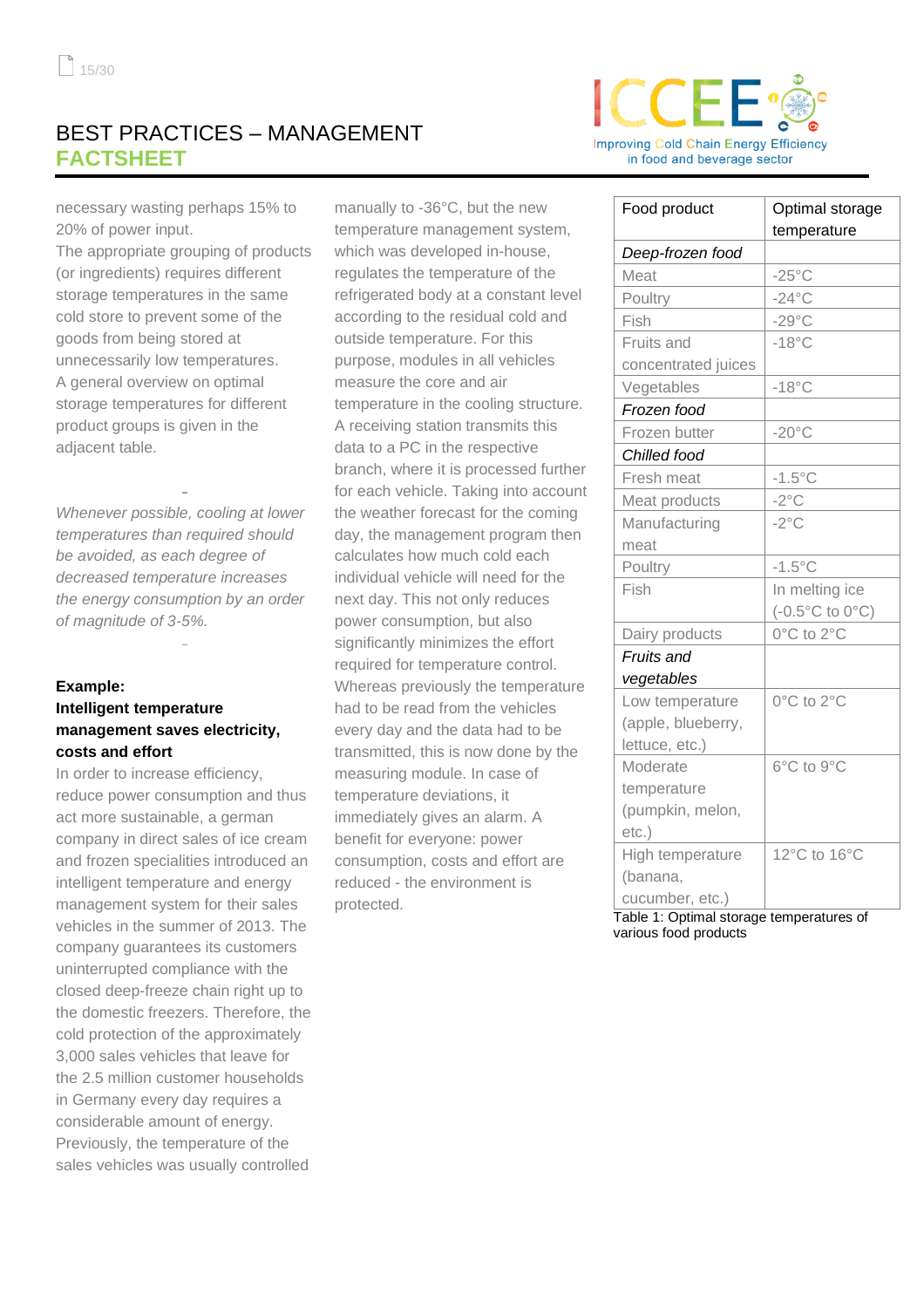necessary wasting perhaps 15% to 20% of power input.
The appropriate grouping of products (or ingredients) requires different storage temperatures in the same cold store to prevent some of the goods from being stored at unnecessarily low temperatures. A general overview on optimal storage temperatures for different product groups is given in the adjacent table.

*Whenever possible, cooling at lower temperatures than required should be avoided, as each degree of decreased temperature increases the energy consumption by an order of magnitude of 3-5%.*

**Example:**
**Intelligent temperature management saves electricity, costs and effort**

In order to increase efficiency, reduce power consumption and thus act more sustainable, a german company in direct sales of ice cream and frozen specialities introduced an intelligent temperature and energy management system for their sales vehicles in the summer of 2013. The company guarantees its customers uninterrupted compliance with the closed deep-freeze chain right up to the domestic freezers. Therefore, the cold protection of the approximately 3,000 sales vehicles that leave for the 2.5 million customer households in Germany every day requires a considerable amount of energy. Previously, the temperature of the sales vehicles was usually controlled manually to -36°C, but the new temperature management system, which was developed in-house, regulates the temperature of the refrigerated body at a constant level according to the residual cold and outside temperature. For this purpose, modules in all vehicles measure the core and air temperature in the cooling structure. A receiving station transmits this data to a PC in the respective branch, where it is processed further for each vehicle. Taking into account the weather forecast for the coming day, the management program then calculates how much cold each individual vehicle will need for the next day. This not only reduces power consumption, but also significantly minimizes the effort required for temperature control. Whereas previously the temperature had to be read from the vehicles every day and the data had to be transmitted, this is now done by the measuring module. In case of temperature deviations, it immediately gives an alarm. A benefit for everyone: power consumption, costs and effort are reduced - the environment is protected.

| Food product | Optimal storage temperature |
|---|---|
| *Deep-frozen food* | |
| Meat | -25°C |
| Poultry | -24°C |
| Fish | -29°C |
| Fruits and concentrated juices | -18°C |
| Vegetables | -18°C |
| *Frozen food* | |
| Frozen butter | -20°C |
| *Chilled food* | |
| Fresh meat | -1.5°C |
| Meat products | -2°C |
| Manufacturing meat | -2°C |
| Poultry | -1.5°C |
| Fish | In melting ice (-0.5°C to 0°C) |
| Dairy products | 0°C to 2°C |
| *Fruits and vegetables* | |
| Low temperature (apple, blueberry, lettuce, etc.) | 0°C to 2°C |
| Moderate temperature (pumpkin, melon, etc.) | 6°C to 9°C |
| High temperature (banana, cucumber, etc.) | 12°C to 16°C |

Table 1: Optimal storage temperatures of various food products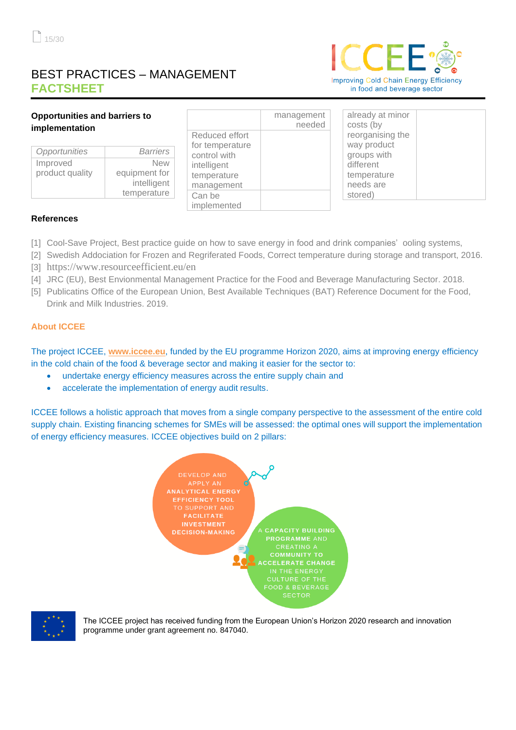## BEST PRACTICES – MANAGEMENT
## FACTSHEET

**Opportunities and barriers to implementation**

| Opportunities | Barriers |
|---|---|
| Improved product quality | New equipment for intelligent temperature |

| | |
|---|---|
| | management needed |
| Reduced effort for temperature control with intelligent temperature management | |
| Can be implemented | |

| | |
|---|---|
| already at minor costs (by reorganising the way product groups with different temperature needs are stored) | |

### References

[1] Cool-Save Project, Best practice guide on how to save energy in food and drink companies' ooling systems,

[2] Swedish Addociation for Frozen and Regriferated Foods, Correct temperature during storage and transport, 2016.

[3] https://www.resourceefficient.eu/en

[4] JRC (EU), Best Envionmental Management Practice for the Food and Beverage Manufacturing Sector. 2018.

[5] Publicatins Office of the European Union, Best Available Techniques (BAT) Reference Document for the Food, Drink and Milk Industries. 2019.

### About ICCEE

The project ICCEE, **www.iccee.eu**, funded by the EU programme Horizon 2020, aims at improving energy efficiency in the cold chain of the food & beverage sector and making it easier for the sector to:

- undertake energy efficiency measures across the entire supply chain and
- accelerate the implementation of energy audit results.

ICCEE follows a holistic approach that moves from a single company perspective to the assessment of the entire cold supply chain. Existing financing schemes for SMEs will be assessed: the optimal ones will support the implementation of energy efficiency measures. ICCEE objectives build on 2 pillars:

DEVELOP AND APPLY AN **ANALYTICAL ENERGY EFFICIENCY TOOL** TO SUPPORT AND **FACILITATE INVESTMENT DECISION-MAKING**

A **CAPACITY BUILDING PROGRAMME** AND CREATING A **COMMUNITY TO ACCELERATE CHANGE** IN THE ENERGY CULTURE OF THE FOOD & BEVERAGE SECTOR

The ICCEE project has received funding from the European Union's Horizon 2020 research and innovation programme under grant agreement no. 847040.